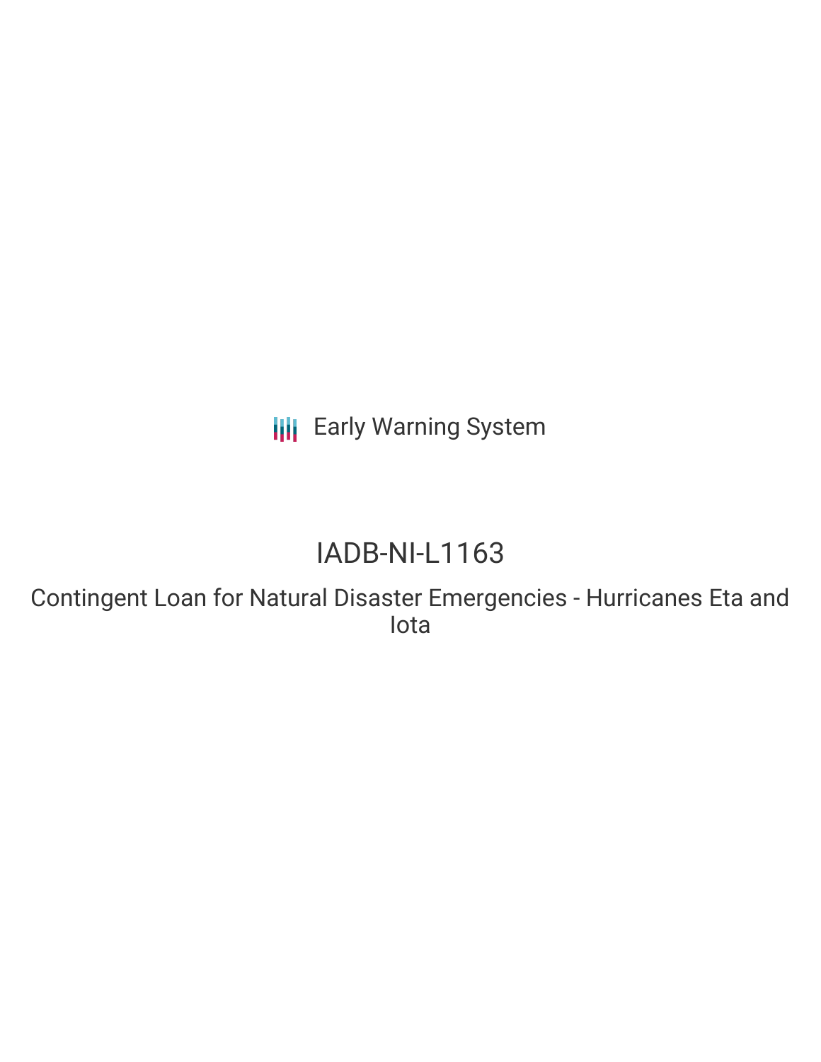Early Warning System

# IADB-NI-L1163

## Contingent Loan for Natural Disaster Emergencies - Hurricanes Eta and Iota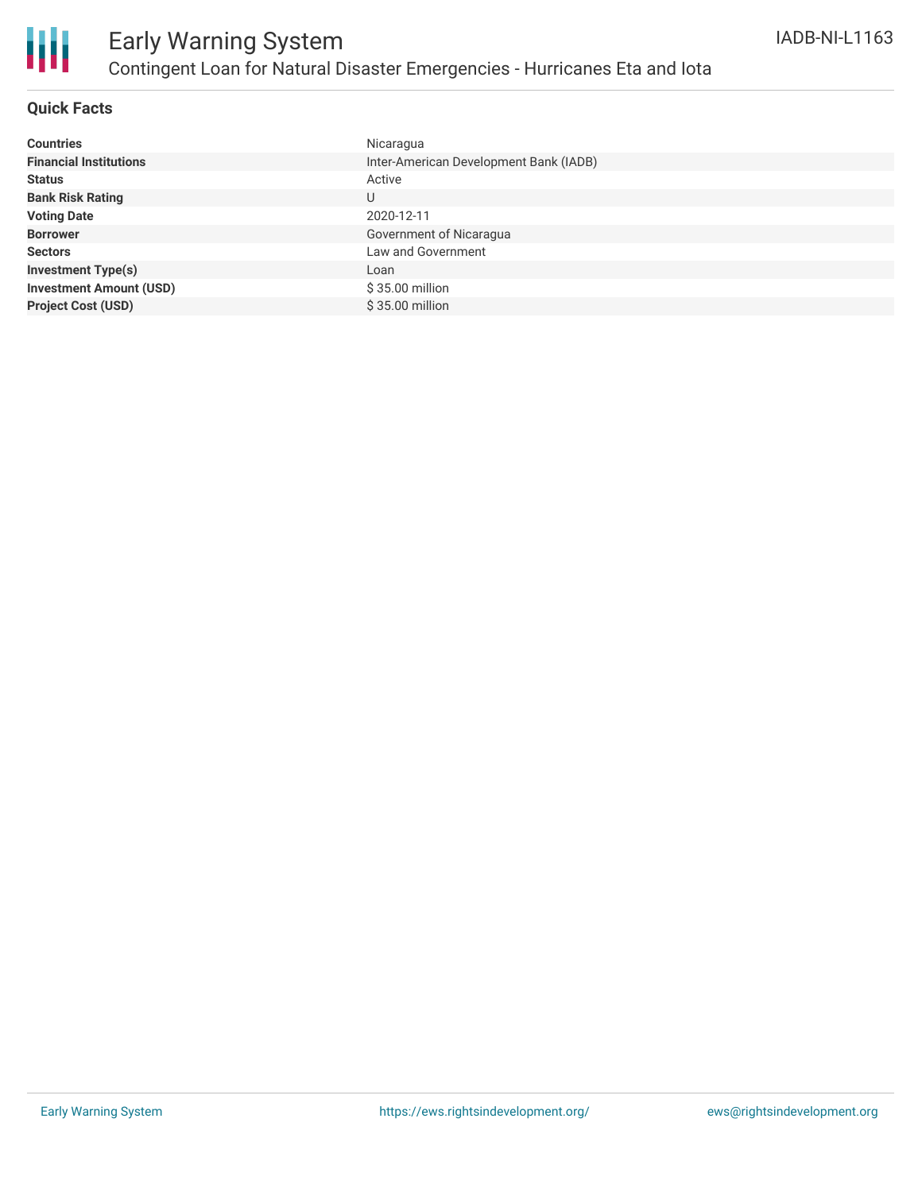## Quick Facts

| | |
|---|---|
| **Countries** | Nicaragua |
| **Financial Institutions** | Inter-American Development Bank (IADB) |
| **Status** | Active |
| **Bank Risk Rating** | U |
| **Voting Date** | 2020-12-11 |
| **Borrower** | Government of Nicaragua |
| **Sectors** | Law and Government |
| **Investment Type(s)** | Loan |
| **Investment Amount (USD)** | $ 35.00 million |
| **Project Cost (USD)** | $ 35.00 million |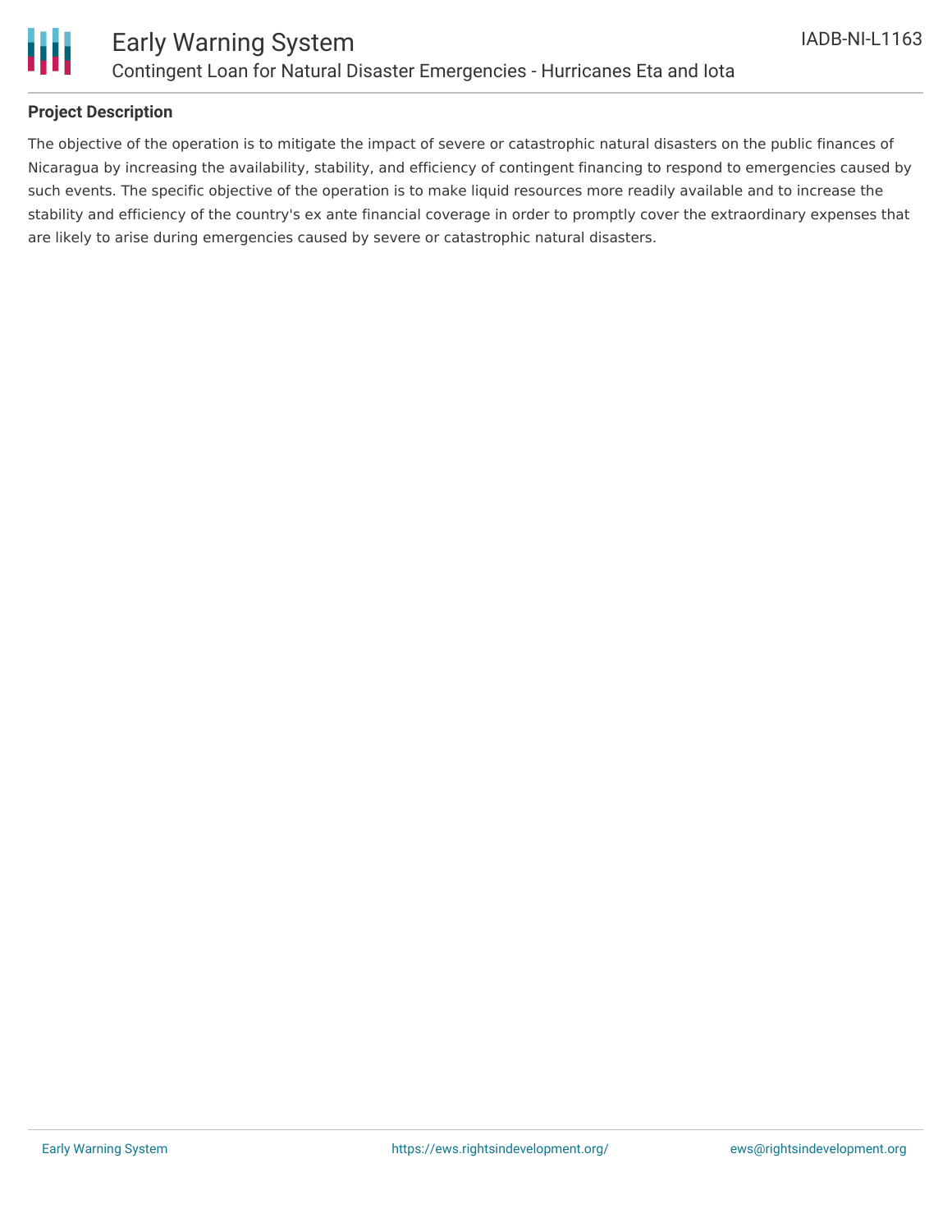## Project Description

The objective of the operation is to mitigate the impact of severe or catastrophic natural disasters on the public finances of Nicaragua by increasing the availability, stability, and efficiency of contingent financing to respond to emergencies caused by such events. The specific objective of the operation is to make liquid resources more readily available and to increase the stability and efficiency of the country's ex ante financial coverage in order to promptly cover the extraordinary expenses that are likely to arise during emergencies caused by severe or catastrophic natural disasters.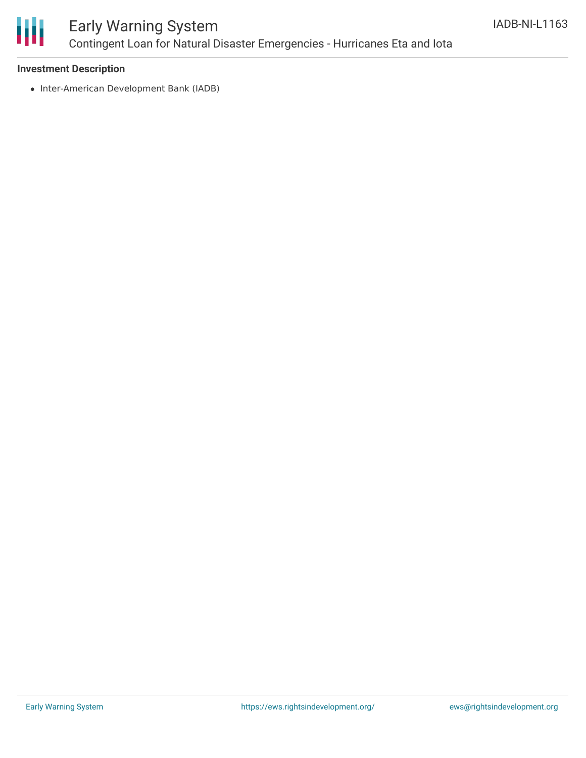**Investment Description**

- Inter-American Development Bank (IADB)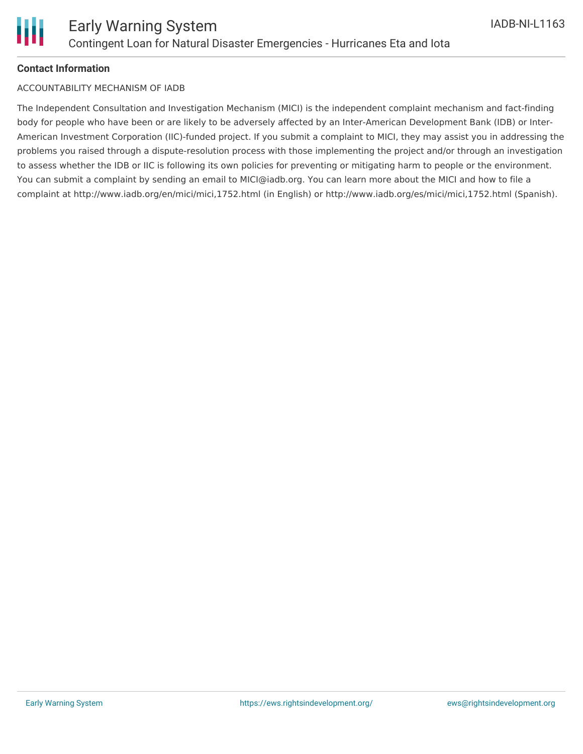**Contact Information**

ACCOUNTABILITY MECHANISM OF IADB

The Independent Consultation and Investigation Mechanism (MICI) is the independent complaint mechanism and fact-finding body for people who have been or are likely to be adversely affected by an Inter-American Development Bank (IDB) or Inter-American Investment Corporation (IIC)-funded project. If you submit a complaint to MICI, they may assist you in addressing the problems you raised through a dispute-resolution process with those implementing the project and/or through an investigation to assess whether the IDB or IIC is following its own policies for preventing or mitigating harm to people or the environment. You can submit a complaint by sending an email to MICI@iadb.org. You can learn more about the MICI and how to file a complaint at http://www.iadb.org/en/mici/mici,1752.html (in English) or http://www.iadb.org/es/mici/mici,1752.html (Spanish).